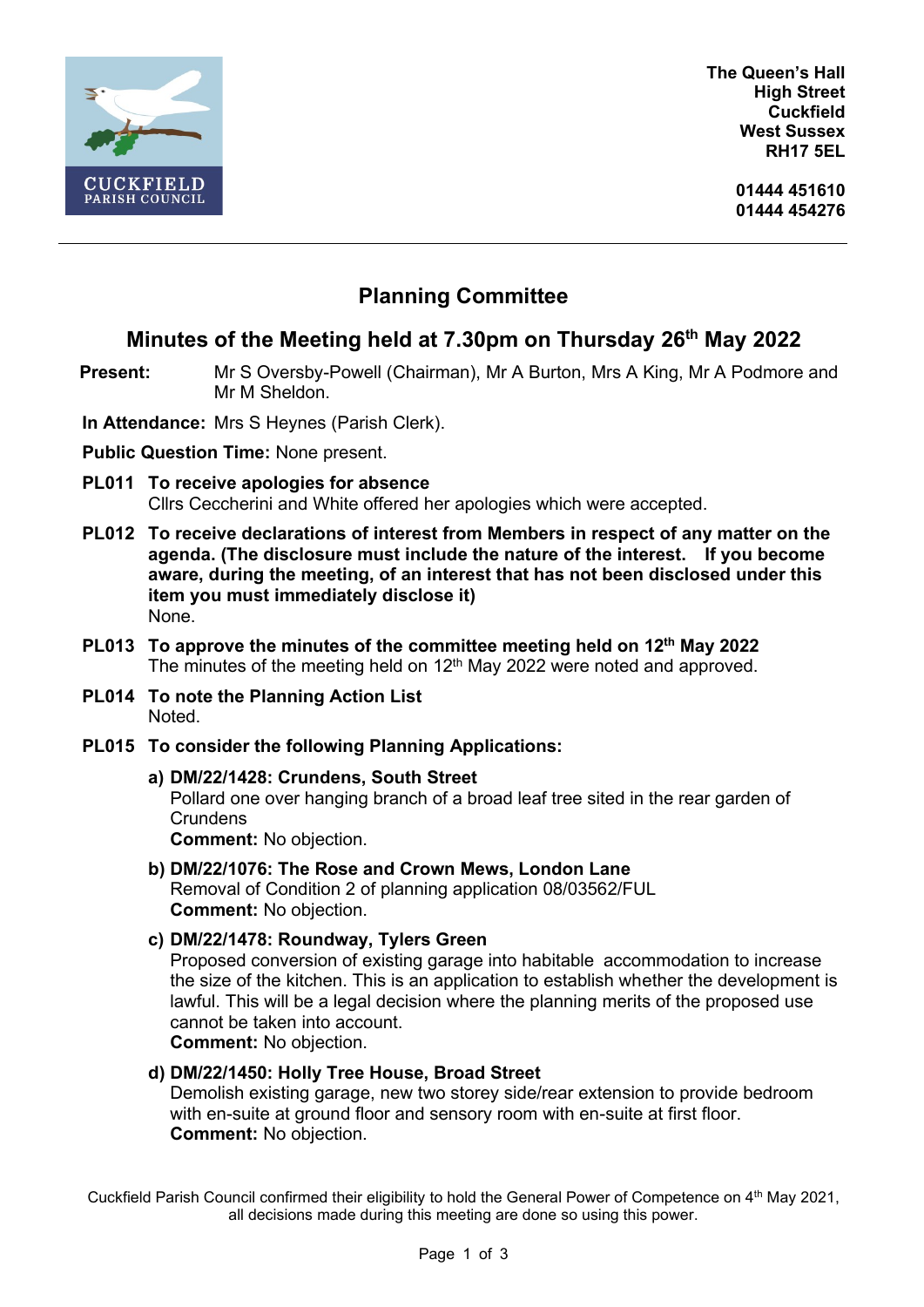CUCKFIELD PARISH COUNCIL

**The Queen's Hall**
**High Street**
**Cuckfield**
**West Sussex**
**RH17 5EL**

**01444 451610**
**01444 454276**

---

# Planning Committee

## Minutes of the Meeting held at 7.30pm on Thursday 26th May 2022

**Present:** Mr S Oversby-Powell (Chairman), Mr A Burton, Mrs A King, Mr A Podmore and Mr M Sheldon.

**In Attendance:** Mrs S Heynes (Parish Clerk).

**Public Question Time:** None present.

**PL011 To receive apologies for absence**
Cllrs Ceccherini and White offered her apologies which were accepted.

**PL012 To receive declarations of interest from Members in respect of any matter on the agenda. (The disclosure must include the nature of the interest. If you become aware, during the meeting, of an interest that has not been disclosed under this item you must immediately disclose it)**
None.

**PL013 To approve the minutes of the committee meeting held on 12th May 2022**
The minutes of the meeting held on 12th May 2022 were noted and approved.

**PL014 To note the Planning Action List**
Noted.

**PL015 To consider the following Planning Applications:**

**a) DM/22/1428: Crundens, South Street**
Pollard one over hanging branch of a broad leaf tree sited in the rear garden of Crundens
**Comment:** No objection.

**b) DM/22/1076: The Rose and Crown Mews, London Lane**
Removal of Condition 2 of planning application 08/03562/FUL
**Comment:** No objection.

**c) DM/22/1478: Roundway, Tylers Green**
Proposed conversion of existing garage into habitable accommodation to increase the size of the kitchen. This is an application to establish whether the development is lawful. This will be a legal decision where the planning merits of the proposed use cannot be taken into account.
**Comment:** No objection.

**d) DM/22/1450: Holly Tree House, Broad Street**
Demolish existing garage, new two storey side/rear extension to provide bedroom with en-suite at ground floor and sensory room with en-suite at first floor.
**Comment:** No objection.

Cuckfield Parish Council confirmed their eligibility to hold the General Power of Competence on 4th May 2021, all decisions made during this meeting are done so using this power.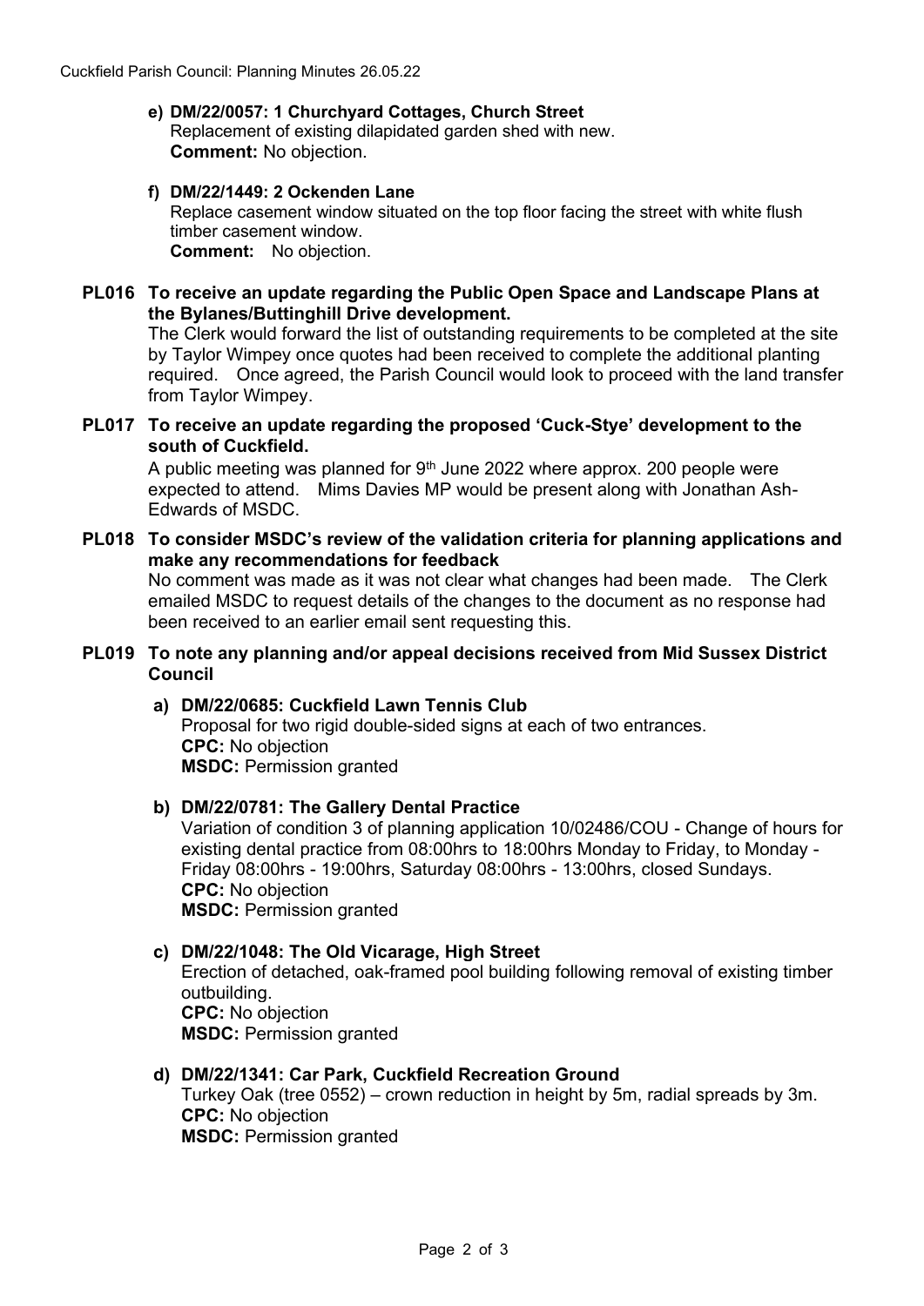**e) DM/22/0057: 1 Churchyard Cottages, Church Street**
Replacement of existing dilapidated garden shed with new.
**Comment:** No objection.

**f) DM/22/1449: 2 Ockenden Lane**
Replace casement window situated on the top floor facing the street with white flush timber casement window.
**Comment:** No objection.

**PL016 To receive an update regarding the Public Open Space and Landscape Plans at the Bylanes/Buttinghill Drive development.**

The Clerk would forward the list of outstanding requirements to be completed at the site by Taylor Wimpey once quotes had been received to complete the additional planting required. Once agreed, the Parish Council would look to proceed with the land transfer from Taylor Wimpey.

**PL017 To receive an update regarding the proposed 'Cuck-Stye' development to the south of Cuckfield.**

A public meeting was planned for 9th June 2022 where approx. 200 people were expected to attend. Mims Davies MP would be present along with Jonathan Ash-Edwards of MSDC.

**PL018 To consider MSDC's review of the validation criteria for planning applications and make any recommendations for feedback**

No comment was made as it was not clear what changes had been made. The Clerk emailed MSDC to request details of the changes to the document as no response had been received to an earlier email sent requesting this.

**PL019 To note any planning and/or appeal decisions received from Mid Sussex District Council**

**a) DM/22/0685: Cuckfield Lawn Tennis Club**
Proposal for two rigid double-sided signs at each of two entrances.
**CPC:** No objection
**MSDC:** Permission granted

**b) DM/22/0781: The Gallery Dental Practice**
Variation of condition 3 of planning application 10/02486/COU - Change of hours for existing dental practice from 08:00hrs to 18:00hrs Monday to Friday, to Monday - Friday 08:00hrs - 19:00hrs, Saturday 08:00hrs - 13:00hrs, closed Sundays.
**CPC:** No objection
**MSDC:** Permission granted

**c) DM/22/1048: The Old Vicarage, High Street**
Erection of detached, oak-framed pool building following removal of existing timber outbuilding.
**CPC:** No objection
**MSDC:** Permission granted

**d) DM/22/1341: Car Park, Cuckfield Recreation Ground**
Turkey Oak (tree 0552) – crown reduction in height by 5m, radial spreads by 3m.
**CPC:** No objection
**MSDC:** Permission granted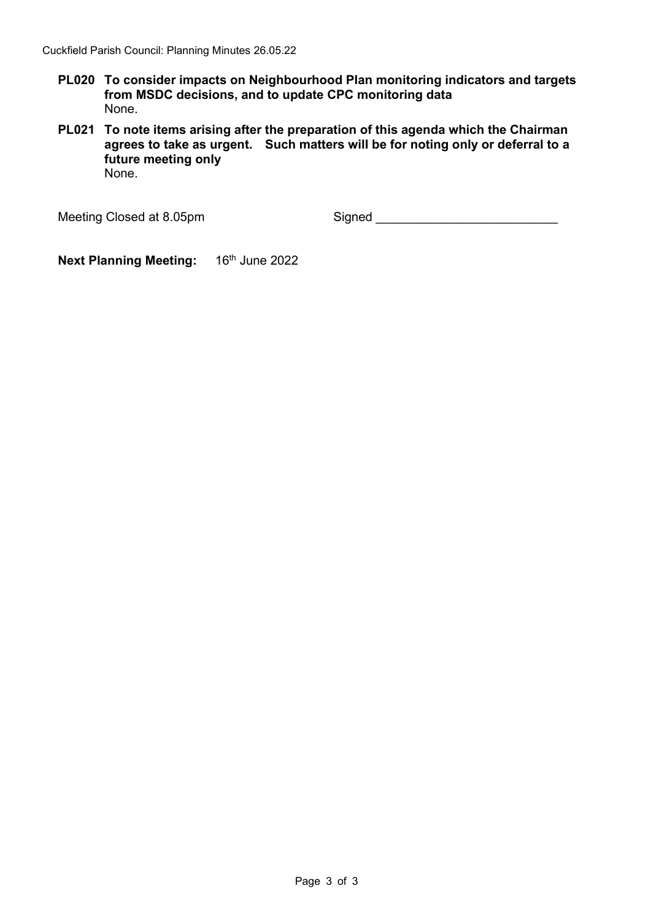**PL020 To consider impacts on Neighbourhood Plan monitoring indicators and targets from MSDC decisions, and to update CPC monitoring data**

None.

**PL021 To note items arising after the preparation of this agenda which the Chairman agrees to take as urgent. Such matters will be for noting only or deferral to a future meeting only**

None.

Meeting Closed at 8.05pm

Signed ___________________________

**Next Planning Meeting:** 16th June 2022